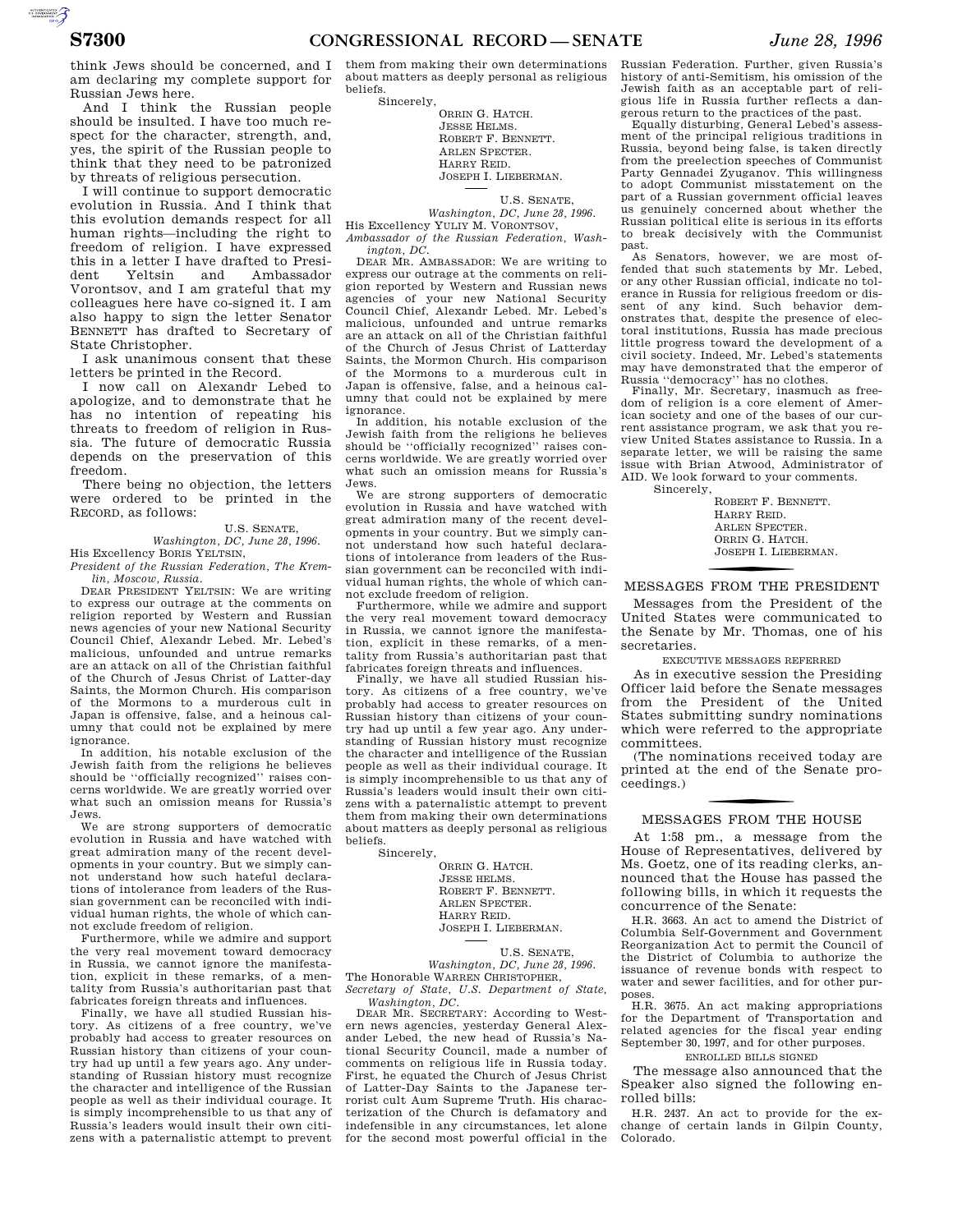think Jews should be concerned, and I am declaring my complete support for Russian Jews here.

And I think the Russian people should be insulted. I have too much respect for the character, strength, and, yes, the spirit of the Russian people to think that they need to be patronized by threats of religious persecution.

I will continue to support democratic evolution in Russia. And I think that this evolution demands respect for all human rights—including the right to freedom of religion. I have expressed this in a letter I have drafted to President Yeltsin and Ambassador Vorontsov, and I am grateful that my colleagues here have co-signed it. I am also happy to sign the letter Senator BENNETT has drafted to Secretary of State Christopher.

I ask unanimous consent that these letters be printed in the Record.

I now call on Alexandr Lebed to apologize, and to demonstrate that he has no intention of repeating his threats to freedom of religion in Russia. The future of democratic Russia depends on the preservation of this freedom.

There being no objection, the letters were ordered to be printed in the RECORD, as follows:

U.S. SENATE,
*Washington, DC, June 28, 1996.*

His Excellency BORIS YELTSIN,
*President of the Russian Federation, The Kremlin, Moscow, Russia.*

DEAR PRESIDENT YELTSIN: We are writing to express our outrage at the comments on religion reported by Western and Russian news agencies of your new National Security Council Chief, Alexandr Lebed. Mr. Lebed's malicious, unfounded and untrue remarks are an attack on all of the Christian faithful of the Church of Jesus Christ of Latter-day Saints, the Mormon Church. His comparison of the Mormons to a murderous cult in Japan is offensive, false, and a heinous calumny that could not be explained by mere ignorance.

In addition, his notable exclusion of the Jewish faith from the religions he believes should be ''officially recognized'' raises concerns worldwide. We are greatly worried over what such an omission means for Russia's Jews.

We are strong supporters of democratic evolution in Russia and have watched with great admiration many of the recent developments in your country. But we simply cannot understand how such hateful declarations of intolerance from leaders of the Russian government can be reconciled with individual human rights, the whole of which cannot exclude freedom of religion.

Furthermore, while we admire and support the very real movement toward democracy in Russia, we cannot ignore the manifestation, explicit in these remarks, of a mentality from Russia's authoritarian past that fabricates foreign threats and influences.

Finally, we have all studied Russian history. As citizens of a free country, we've probably had access to greater resources on Russian history than citizens of your country had up until a few year ago. Any understanding of Russian history must recognize the character and intelligence of the Russian people as well as their individual courage. It is simply incomprehensible to us that any of Russia's leaders would insult their own citizens with a paternalistic attempt to prevent them from making their own determinations about matters as deeply personal as religious beliefs.

Sincerely,

ORRIN G. HATCH.
JESSE HELMS.
ROBERT F. BENNETT.
ARLEN SPECTER.
HARRY REID.
JOSEPH I. LIEBERMAN.

---

U.S. SENATE,
*Washington, DC, June 28, 1996.*

His Excellency YULIY M. VORONTSOV,
*Ambassador of the Russian Federation, Washington, DC.*

DEAR MR. AMBASSADOR: We are writing to express our outrage at the comments on religion reported by Western and Russian news agencies of your new National Security Council Chief, Alexandr Lebed. Mr. Lebed's malicious, unfounded and untrue remarks are an attack on all of the Christian faithful of the Church of Jesus Christ of Latterday Saints, the Mormon Church. His comparison of the Mormons to a murderous cult in Japan is offensive, false, and a heinous calumny that could not be explained by mere ignorance.

In addition, his notable exclusion of the Jewish faith from the religions he believes should be ''officially recognized'' raises concerns worldwide. We are greatly worried over what such an omission means for Russia's Jews.

We are strong supporters of democratic evolution in Russia and have watched with great admiration many of the recent developments in your country. But we simply cannot understand how such hateful declarations of intolerance from leaders of the Russian government can be reconciled with individual human rights, the whole of which cannot exclude freedom of religion.

Furthermore, while we admire and support the very real movement toward democracy in Russia, we cannot ignore the manifestation, explicit in these remarks, of a mentality from Russia's authoritarian past that fabricates foreign threats and influences.

Finally, we have all studied Russian history. As citizens of a free country, we've probably had access to greater resources on Russian history than citizens of your country had up until a few year ago. Any understanding of Russian history must recognize the character and intelligence of the Russian people as well as their individual courage. It is simply incomprehensible to us that any of Russia's leaders would insult their own citizens with a paternalistic attempt to prevent them from making their own determinations about matters as deeply personal as religious beliefs.

Sincerely,

ORRIN G. HATCH.
JESSE HELMS.
ROBERT F. BENNETT.
ARLEN SPECTER.
HARRY REID.
JOSEPH I. LIEBERMAN.

---

U.S. SENATE,
*Washington, DC, June 28, 1996.*

The Honorable WARREN CHRISTOPHER,
*Secretary of State, U.S. Department of State, Washington, DC.*

DEAR MR. SECRETARY: According to Western news agencies, yesterday General Alexander Lebed, the new head of Russia's National Security Council, made a number of comments on religious life in Russia today. First, he equated the Church of Jesus Christ of Latter-Day Saints to the Japanese terrorist cult Aum Supreme Truth. His characterization of the Church is defamatory and indefensible in any circumstances, let alone for the second most powerful official in the Russian Federation. Further, given Russia's history of anti-Semitism, his omission of the Jewish faith as an acceptable part of religious life in Russia further reflects a dangerous return to the practices of the past.

Equally disturbing, General Lebed's assessment of the principal religious traditions in Russia, beyond being false, is taken directly from the preelection speeches of Communist Party Gennadei Zyuganov. This willingness to adopt Communist misstatement on the part of a Russian government official leaves us genuinely concerned about whether the Russian political elite is serious in its efforts to break decisively with the Communist past.

As Senators, however, we are most offended that such statements by Mr. Lebed, or any other Russian official, indicate no tolerance in Russia for religious freedom or dissent of any kind. Such behavior demonstrates that, despite the presence of electoral institutions, Russia has made precious little progress toward the development of a civil society. Indeed, Mr. Lebed's statements may have demonstrated that the emperor of Russia ''democracy'' has no clothes.

Finally, Mr. Secretary, inasmuch as freedom of religion is a core element of American society and one of the bases of our current assistance program, we ask that you review United States assistance to Russia. In a separate letter, we will be raising the same issue with Brian Atwood, Administrator of AID. We look forward to your comments.

Sincerely,

ROBERT F. BENNETT.
HARRY REID.
ARLEN SPECTER.
ORRIN G. HATCH.
JOSEPH I. LIEBERMAN.

## MESSAGES FROM THE PRESIDENT

Messages from the President of the United States were communicated to the Senate by Mr. Thomas, one of his secretaries.

### EXECUTIVE MESSAGES REFERRED

As in executive session the Presiding Officer laid before the Senate messages from the President of the United States submitting sundry nominations which were referred to the appropriate committees.

(The nominations received today are printed at the end of the Senate proceedings.)

## MESSAGES FROM THE HOUSE

At 1:58 pm., a message from the House of Representatives, delivered by Ms. Goetz, one of its reading clerks, announced that the House has passed the following bills, in which it requests the concurrence of the Senate:

H.R. 3663. An act to amend the District of Columbia Self-Government and Government Reorganization Act to permit the Council of the District of Columbia to authorize the issuance of revenue bonds with respect to water and sewer facilities, and for other purposes.

H.R. 3675. An act making appropriations for the Department of Transportation and related agencies for the fiscal year ending September 30, 1997, and for other purposes.

### ENROLLED BILLS SIGNED

The message also announced that the Speaker also signed the following enrolled bills:

H.R. 2437. An act to provide for the exchange of certain lands in Gilpin County, Colorado.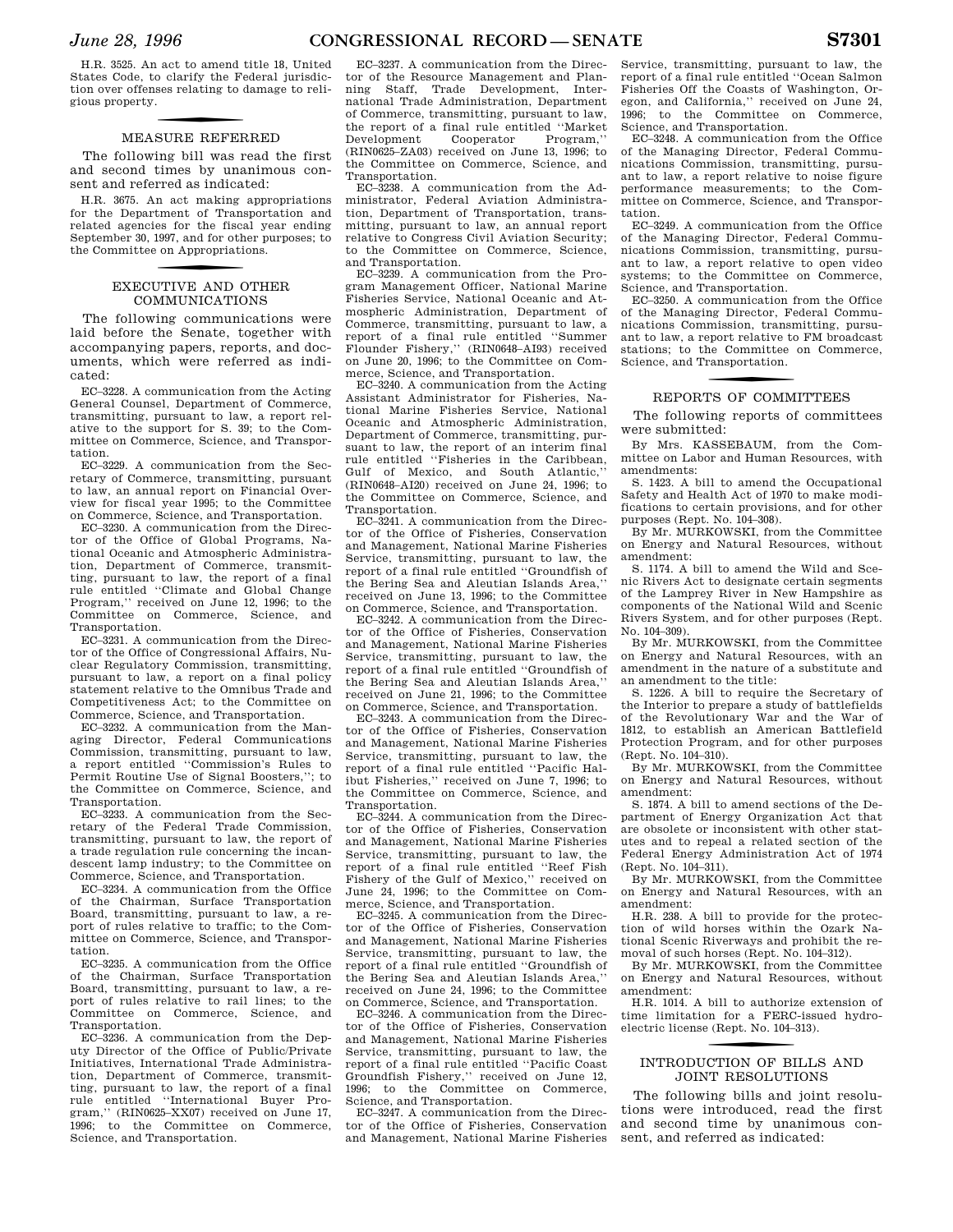H.R. 3525. An act to amend title 18, United States Code, to clarify the Federal jurisdiction over offenses relating to damage to religious property.

## MEASURE REFERRED

The following bill was read the first and second times by unanimous consent and referred as indicated:

H.R. 3675. An act making appropriations for the Department of Transportation and related agencies for the fiscal year ending September 30, 1997, and for other purposes; to the Committee on Appropriations.

## EXECUTIVE AND OTHER COMMUNICATIONS

The following communications were laid before the Senate, together with accompanying papers, reports, and documents, which were referred as indicated:

EC–3228. A communication from the Acting General Counsel, Department of Commerce, transmitting, pursuant to law, a report relative to the support for S. 39; to the Committee on Commerce, Science, and Transportation.

EC–3229. A communication from the Secretary of Commerce, transmitting, pursuant to law, an annual report on Financial Overview for fiscal year 1995; to the Committee on Commerce, Science, and Transportation.

EC–3230. A communication from the Director of the Office of Global Programs, National Oceanic and Atmospheric Administration, Department of Commerce, transmitting, pursuant to law, the report of a final rule entitled ''Climate and Global Change Program,'' received on June 12, 1996; to the Committee on Commerce, Science, and Transportation.

EC–3231. A communication from the Director of the Office of Congressional Affairs, Nuclear Regulatory Commission, transmitting, pursuant to law, a report on a final policy statement relative to the Omnibus Trade and Competitiveness Act; to the Committee on Commerce, Science, and Transportation.

EC–3232. A communication from the Managing Director, Federal Communications Commission, transmitting, pursuant to law, a report entitled ''Commission's Rules to Permit Routine Use of Signal Boosters,''; to the Committee on Commerce, Science, and Transportation.

EC–3233. A communication from the Secretary of the Federal Trade Commission, transmitting, pursuant to law, the report of a trade regulation rule concerning the incandescent lamp industry; to the Committee on Commerce, Science, and Transportation.

EC–3234. A communication from the Office of the Chairman, Surface Transportation Board, transmitting, pursuant to law, a report of rules relative to traffic; to the Committee on Commerce, Science, and Transportation.

EC–3235. A communication from the Office of the Chairman, Surface Transportation Board, transmitting, pursuant to law, a report of rules relative to rail lines; to the Committee on Commerce, Science, and Transportation.

EC–3236. A communication from the Deputy Director of the Office of Public/Private Initiatives, International Trade Administration, Department of Commerce, transmitting, pursuant to law, the report of a final rule entitled ''International Buyer Program,'' (RIN0625–XX07) received on June 17, 1996; to the Committee on Commerce, Science, and Transportation.

EC–3237. A communication from the Director of the Resource Management and Planning Staff, Trade Development, International Trade Administration, Department of Commerce, transmitting, pursuant to law, the report of a final rule entitled ''Market Development Cooperator Program,'' (RIN0625–ZA03) received on June 13, 1996; to the Committee on Commerce, Science, and Transportation.

EC–3238. A communication from the Administrator, Federal Aviation Administration, Department of Transportation, transmitting, pursuant to law, an annual report relative to Congress Civil Aviation Security; to the Committee on Commerce, Science, and Transportation.

EC–3239. A communication from the Program Management Officer, National Marine Fisheries Service, National Oceanic and Atmospheric Administration, Department of Commerce, transmitting, pursuant to law, a report of a final rule entitled ''Summer Flounder Fishery,'' (RIN0648–AI93) received on June 20, 1996; to the Committee on Commerce, Science, and Transportation.

EC–3240. A communication from the Acting Assistant Administrator for Fisheries, National Marine Fisheries Service, National Oceanic and Atmospheric Administration, Department of Commerce, transmitting, pursuant to law, the report of an interim final rule entitled ''Fisheries in the Caribbean, Gulf of Mexico, and South Atlantic,'' (RIN0648–AI20) received on June 24, 1996; to the Committee on Commerce, Science, and Transportation.

EC–3241. A communication from the Director of the Office of Fisheries, Conservation and Management, National Marine Fisheries Service, transmitting, pursuant to law, the report of a final rule entitled ''Groundfish of the Bering Sea and Aleutian Islands Area,'' received on June 13, 1996; to the Committee on Commerce, Science, and Transportation.

EC–3242. A communication from the Director of the Office of Fisheries, Conservation and Management, National Marine Fisheries Service, transmitting, pursuant to law, the report of a final rule entitled ''Groundfish of the Bering Sea and Aleutian Islands Area,'' received on June 21, 1996; to the Committee on Commerce, Science, and Transportation.

EC–3243. A communication from the Director of the Office of Fisheries, Conservation and Management, National Marine Fisheries Service, transmitting, pursuant to law, the report of a final rule entitled ''Pacific Halibut Fisheries,'' received on June 7, 1996; to the Committee on Commerce, Science, and Transportation.

EC–3244. A communication from the Director of the Office of Fisheries, Conservation and Management, National Marine Fisheries Service, transmitting, pursuant to law, the report of a final rule entitled ''Reef Fish Fishery of the Gulf of Mexico,'' received on June 24, 1996; to the Committee on Commerce, Science, and Transportation.

EC–3245. A communication from the Director of the Office of Fisheries, Conservation and Management, National Marine Fisheries Service, transmitting, pursuant to law, the report of a final rule entitled ''Groundfish of the Bering Sea and Aleutian Islands Area,'' received on June 24, 1996; to the Committee on Commerce, Science, and Transportation.

EC–3246. A communication from the Director of the Office of Fisheries, Conservation and Management, National Marine Fisheries Service, transmitting, pursuant to law, the report of a final rule entitled ''Pacific Coast Groundfish Fishery,'' received on June 12, 1996; to the Committee on Commerce, Science, and Transportation.

EC–3247. A communication from the Director of the Office of Fisheries, Conservation and Management, National Marine Fisheries Service, transmitting, pursuant to law, the report of a final rule entitled ''Ocean Salmon Fisheries Off the Coasts of Washington, Oregon, and California,'' received on June 24, 1996; to the Committee on Commerce, Science, and Transportation.

EC–3248. A communication from the Office of the Managing Director, Federal Communications Commission, transmitting, pursuant to law, a report relative to noise figure performance measurements; to the Committee on Commerce, Science, and Transportation.

EC–3249. A communication from the Office of the Managing Director, Federal Communications Commission, transmitting, pursuant to law, a report relative to open video systems; to the Committee on Commerce, Science, and Transportation.

EC–3250. A communication from the Office of the Managing Director, Federal Communications Commission, transmitting, pursuant to law, a report relative to FM broadcast stations; to the Committee on Commerce, Science, and Transportation.

## REPORTS OF COMMITTEES

The following reports of committees were submitted:

By Mrs. KASSEBAUM, from the Committee on Labor and Human Resources, with amendments:

S. 1423. A bill to amend the Occupational Safety and Health Act of 1970 to make modifications to certain provisions, and for other purposes (Rept. No. 104–308).

By Mr. MURKOWSKI, from the Committee on Energy and Natural Resources, without amendment:

S. 1174. A bill to amend the Wild and Scenic Rivers Act to designate certain segments of the Lamprey River in New Hampshire as components of the National Wild and Scenic Rivers System, and for other purposes (Rept. No. 104–309).

By Mr. MURKOWSKI, from the Committee on Energy and Natural Resources, with an amendment in the nature of a substitute and an amendment to the title:

S. 1226. A bill to require the Secretary of the Interior to prepare a study of battlefields of the Revolutionary War and the War of 1812, to establish an American Battlefield Protection Program, and for other purposes (Rept. No. 104–310).

By Mr. MURKOWSKI, from the Committee on Energy and Natural Resources, without amendment:

S. 1874. A bill to amend sections of the Department of Energy Organization Act that are obsolete or inconsistent with other statutes and to repeal a related section of the Federal Energy Administration Act of 1974 (Rept. No. 104–311).

By Mr. MURKOWSKI, from the Committee on Energy and Natural Resources, with an amendment:

H.R. 238. A bill to provide for the protection of wild horses within the Ozark National Scenic Riverways and prohibit the removal of such horses (Rept. No. 104–312).

By Mr. MURKOWSKI, from the Committee on Energy and Natural Resources, without amendment:

H.R. 1014. A bill to authorize extension of time limitation for a FERC-issued hydroelectric license (Rept. No. 104–313).

## INTRODUCTION OF BILLS AND JOINT RESOLUTIONS

The following bills and joint resolutions were introduced, read the first and second time by unanimous consent, and referred as indicated: